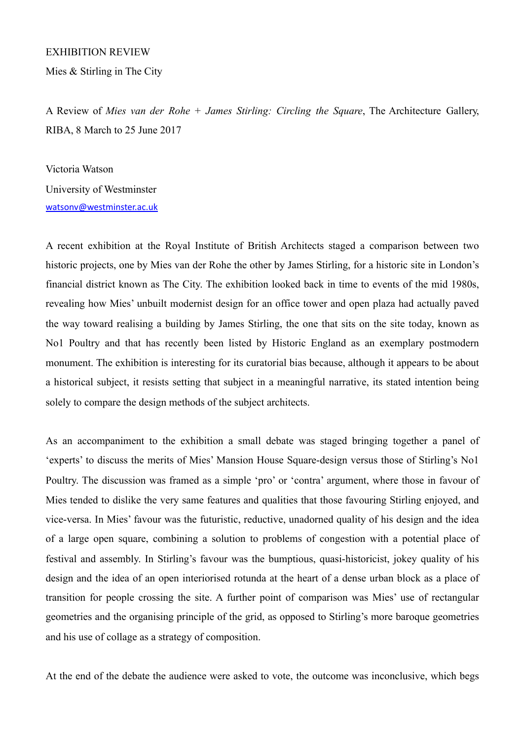EXHIBITION REVIEW

Mies & Stirling in The City

A Review of *Mies van der Rohe + James Stirling: Circling the Square*, The Architecture Gallery, RIBA, 8 March to 25 June 2017

Victoria Watson

University of Westminster

watsonv@westminster.ac.uk

A recent exhibition at the Royal Institute of British Architects staged a comparison between two historic projects, one by Mies van der Rohe the other by James Stirling, for a historic site in London's financial district known as The City. The exhibition looked back in time to events of the mid 1980s, revealing how Mies' unbuilt modernist design for an office tower and open plaza had actually paved the way toward realising a building by James Stirling, the one that sits on the site today, known as No1 Poultry and that has recently been listed by Historic England as an exemplary postmodern monument. The exhibition is interesting for its curatorial bias because, although it appears to be about a historical subject, it resists setting that subject in a meaningful narrative, its stated intention being solely to compare the design methods of the subject architects.

As an accompaniment to the exhibition a small debate was staged bringing together a panel of 'experts' to discuss the merits of Mies' Mansion House Square-design versus those of Stirling's No1 Poultry. The discussion was framed as a simple 'pro' or 'contra' argument, where those in favour of Mies tended to dislike the very same features and qualities that those favouring Stirling enjoyed, and vice-versa. In Mies' favour was the futuristic, reductive, unadorned quality of his design and the idea of a large open square, combining a solution to problems of congestion with a potential place of festival and assembly. In Stirling's favour was the bumptious, quasi-historicist, jokey quality of his design and the idea of an open interiorised rotunda at the heart of a dense urban block as a place of transition for people crossing the site. A further point of comparison was Mies' use of rectangular geometries and the organising principle of the grid, as opposed to Stirling's more baroque geometries and his use of collage as a strategy of composition.

At the end of the debate the audience were asked to vote, the outcome was inconclusive, which begs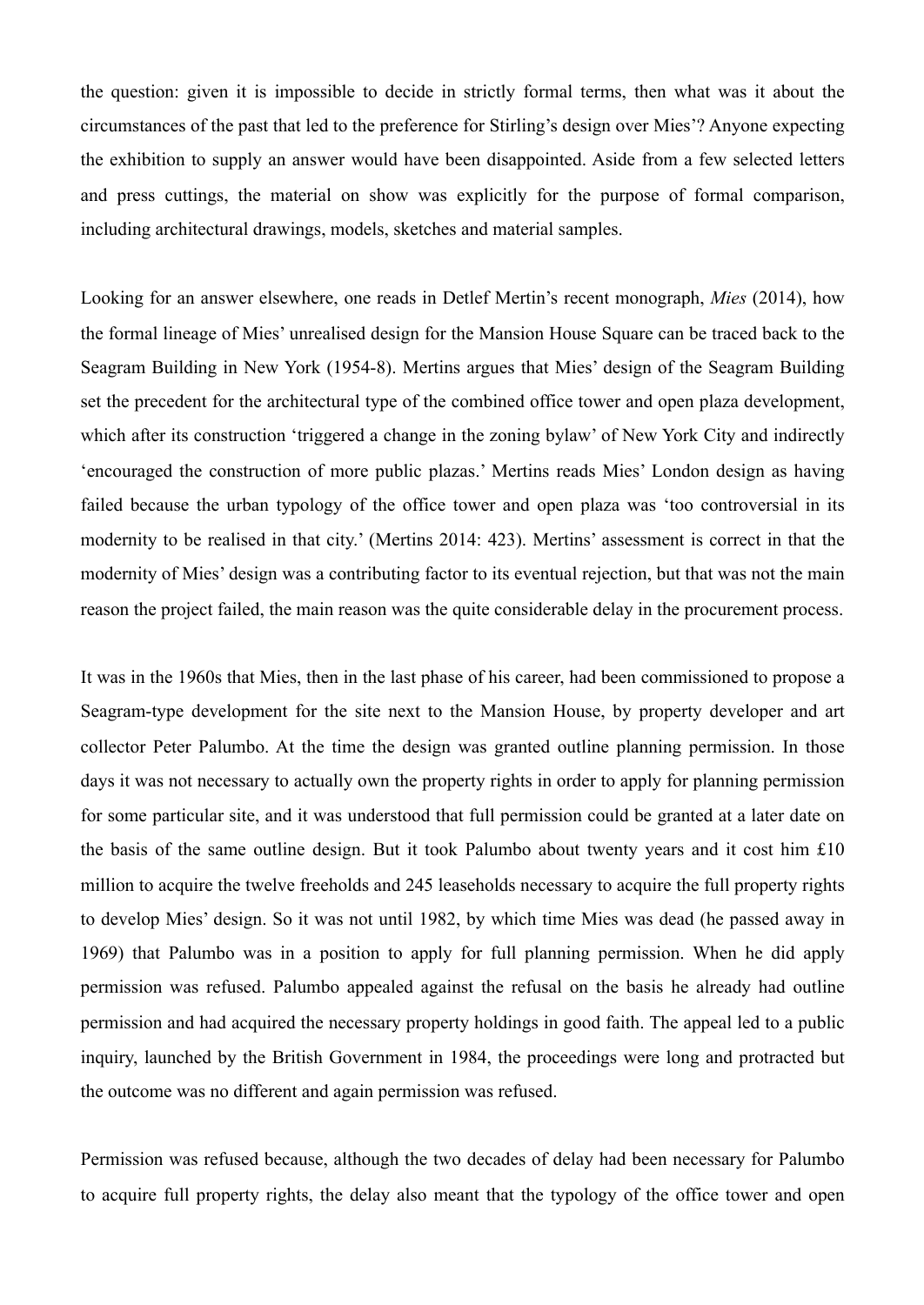the question: given it is impossible to decide in strictly formal terms, then what was it about the circumstances of the past that led to the preference for Stirling's design over Mies'? Anyone expecting the exhibition to supply an answer would have been disappointed. Aside from a few selected letters and press cuttings, the material on show was explicitly for the purpose of formal comparison, including architectural drawings, models, sketches and material samples.

Looking for an answer elsewhere, one reads in Detlef Mertin's recent monograph, *Mies* (2014), how the formal lineage of Mies' unrealised design for the Mansion House Square can be traced back to the Seagram Building in New York (1954-8). Mertins argues that Mies' design of the Seagram Building set the precedent for the architectural type of the combined office tower and open plaza development, which after its construction 'triggered a change in the zoning bylaw' of New York City and indirectly 'encouraged the construction of more public plazas.' Mertins reads Mies' London design as having failed because the urban typology of the office tower and open plaza was 'too controversial in its modernity to be realised in that city.' (Mertins 2014: 423). Mertins' assessment is correct in that the modernity of Mies' design was a contributing factor to its eventual rejection, but that was not the main reason the project failed, the main reason was the quite considerable delay in the procurement process.

It was in the 1960s that Mies, then in the last phase of his career, had been commissioned to propose a Seagram-type development for the site next to the Mansion House, by property developer and art collector Peter Palumbo. At the time the design was granted outline planning permission. In those days it was not necessary to actually own the property rights in order to apply for planning permission for some particular site, and it was understood that full permission could be granted at a later date on the basis of the same outline design. But it took Palumbo about twenty years and it cost him £10 million to acquire the twelve freeholds and 245 leaseholds necessary to acquire the full property rights to develop Mies' design. So it was not until 1982, by which time Mies was dead (he passed away in 1969) that Palumbo was in a position to apply for full planning permission. When he did apply permission was refused. Palumbo appealed against the refusal on the basis he already had outline permission and had acquired the necessary property holdings in good faith. The appeal led to a public inquiry, launched by the British Government in 1984, the proceedings were long and protracted but the outcome was no different and again permission was refused.

Permission was refused because, although the two decades of delay had been necessary for Palumbo to acquire full property rights, the delay also meant that the typology of the office tower and open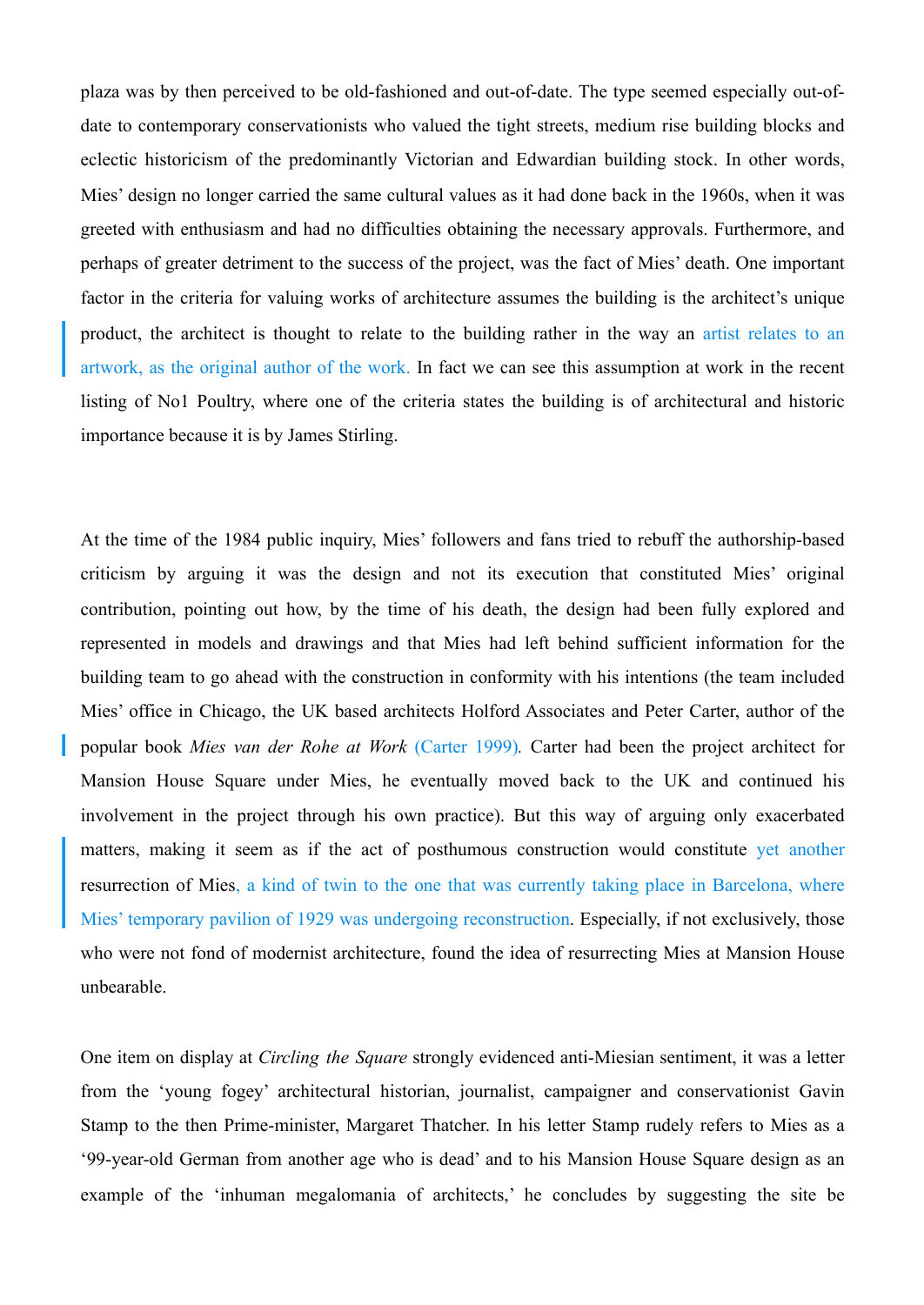plaza was by then perceived to be old-fashioned and out-of-date. The type seemed especially out-of-date to contemporary conservationists who valued the tight streets, medium rise building blocks and eclectic historicism of the predominantly Victorian and Edwardian building stock. In other words, Mies' design no longer carried the same cultural values as it had done back in the 1960s, when it was greeted with enthusiasm and had no difficulties obtaining the necessary approvals. Furthermore, and perhaps of greater detriment to the success of the project, was the fact of Mies' death. One important factor in the criteria for valuing works of architecture assumes the building is the architect's unique product, the architect is thought to relate to the building rather in the way an artist relates to an artwork, as the original author of the work. In fact we can see this assumption at work in the recent listing of No1 Poultry, where one of the criteria states the building is of architectural and historic importance because it is by James Stirling.

At the time of the 1984 public inquiry, Mies' followers and fans tried to rebuff the authorship-based criticism by arguing it was the design and not its execution that constituted Mies' original contribution, pointing out how, by the time of his death, the design had been fully explored and represented in models and drawings and that Mies had left behind sufficient information for the building team to go ahead with the construction in conformity with his intentions (the team included Mies' office in Chicago, the UK based architects Holford Associates and Peter Carter, author of the popular book *Mies van der Rohe at Work* (Carter 1999). Carter had been the project architect for Mansion House Square under Mies, he eventually moved back to the UK and continued his involvement in the project through his own practice). But this way of arguing only exacerbated matters, making it seem as if the act of posthumous construction would constitute yet another resurrection of Mies, a kind of twin to the one that was currently taking place in Barcelona, where Mies' temporary pavilion of 1929 was undergoing reconstruction. Especially, if not exclusively, those who were not fond of modernist architecture, found the idea of resurrecting Mies at Mansion House unbearable.

One item on display at *Circling the Square* strongly evidenced anti-Miesian sentiment, it was a letter from the 'young fogey' architectural historian, journalist, campaigner and conservationist Gavin Stamp to the then Prime-minister, Margaret Thatcher. In his letter Stamp rudely refers to Mies as a '99-year-old German from another age who is dead' and to his Mansion House Square design as an example of the 'inhuman megalomania of architects,' he concludes by suggesting the site be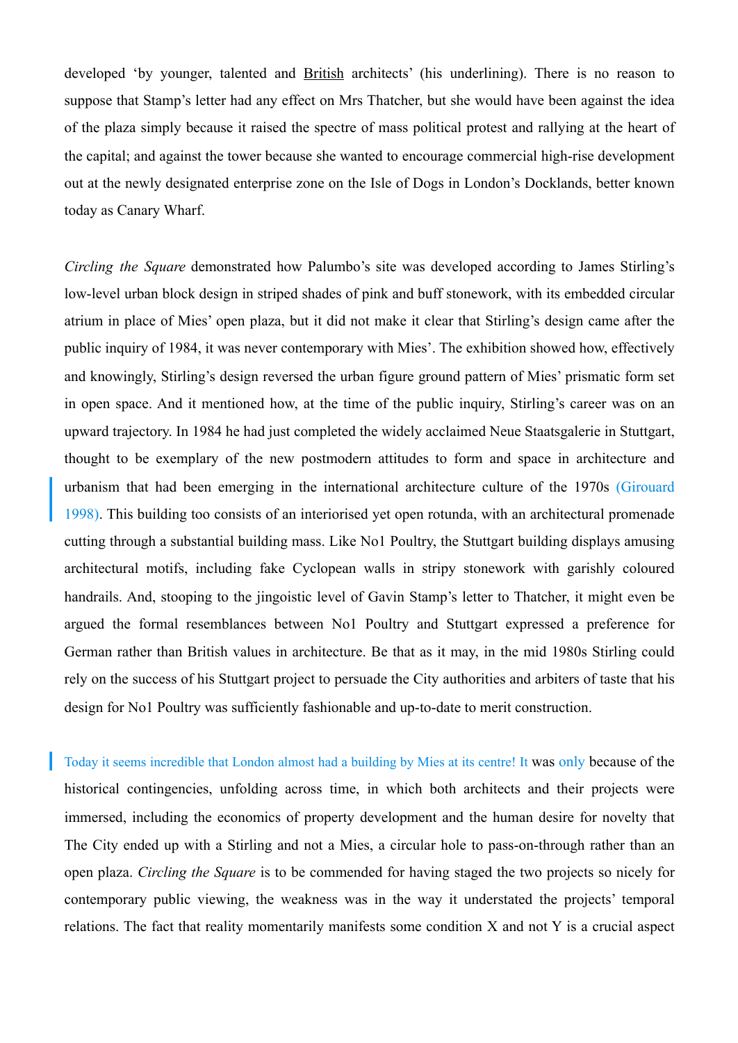developed 'by younger, talented and British architects' (his underlining). There is no reason to suppose that Stamp's letter had any effect on Mrs Thatcher, but she would have been against the idea of the plaza simply because it raised the spectre of mass political protest and rallying at the heart of the capital; and against the tower because she wanted to encourage commercial high-rise development out at the newly designated enterprise zone on the Isle of Dogs in London's Docklands, better known today as Canary Wharf.

*Circling the Square* demonstrated how Palumbo's site was developed according to James Stirling's low-level urban block design in striped shades of pink and buff stonework, with its embedded circular atrium in place of Mies' open plaza, but it did not make it clear that Stirling's design came after the public inquiry of 1984, it was never contemporary with Mies'. The exhibition showed how, effectively and knowingly, Stirling's design reversed the urban figure ground pattern of Mies' prismatic form set in open space. And it mentioned how, at the time of the public inquiry, Stirling's career was on an upward trajectory. In 1984 he had just completed the widely acclaimed Neue Staatsgalerie in Stuttgart, thought to be exemplary of the new postmodern attitudes to form and space in architecture and urbanism that had been emerging in the international architecture culture of the 1970s (Girouard 1998). This building too consists of an interiorised yet open rotunda, with an architectural promenade cutting through a substantial building mass. Like No1 Poultry, the Stuttgart building displays amusing architectural motifs, including fake Cyclopean walls in stripy stonework with garishly coloured handrails. And, stooping to the jingoistic level of Gavin Stamp's letter to Thatcher, it might even be argued the formal resemblances between No1 Poultry and Stuttgart expressed a preference for German rather than British values in architecture. Be that as it may, in the mid 1980s Stirling could rely on the success of his Stuttgart project to persuade the City authorities and arbiters of taste that his design for No1 Poultry was sufficiently fashionable and up-to-date to merit construction.

Today it seems incredible that London almost had a building by Mies at its centre! It was only because of the historical contingencies, unfolding across time, in which both architects and their projects were immersed, including the economics of property development and the human desire for novelty that The City ended up with a Stirling and not a Mies, a circular hole to pass-on-through rather than an open plaza. *Circling the Square* is to be commended for having staged the two projects so nicely for contemporary public viewing, the weakness was in the way it understated the projects' temporal relations. The fact that reality momentarily manifests some condition X and not Y is a crucial aspect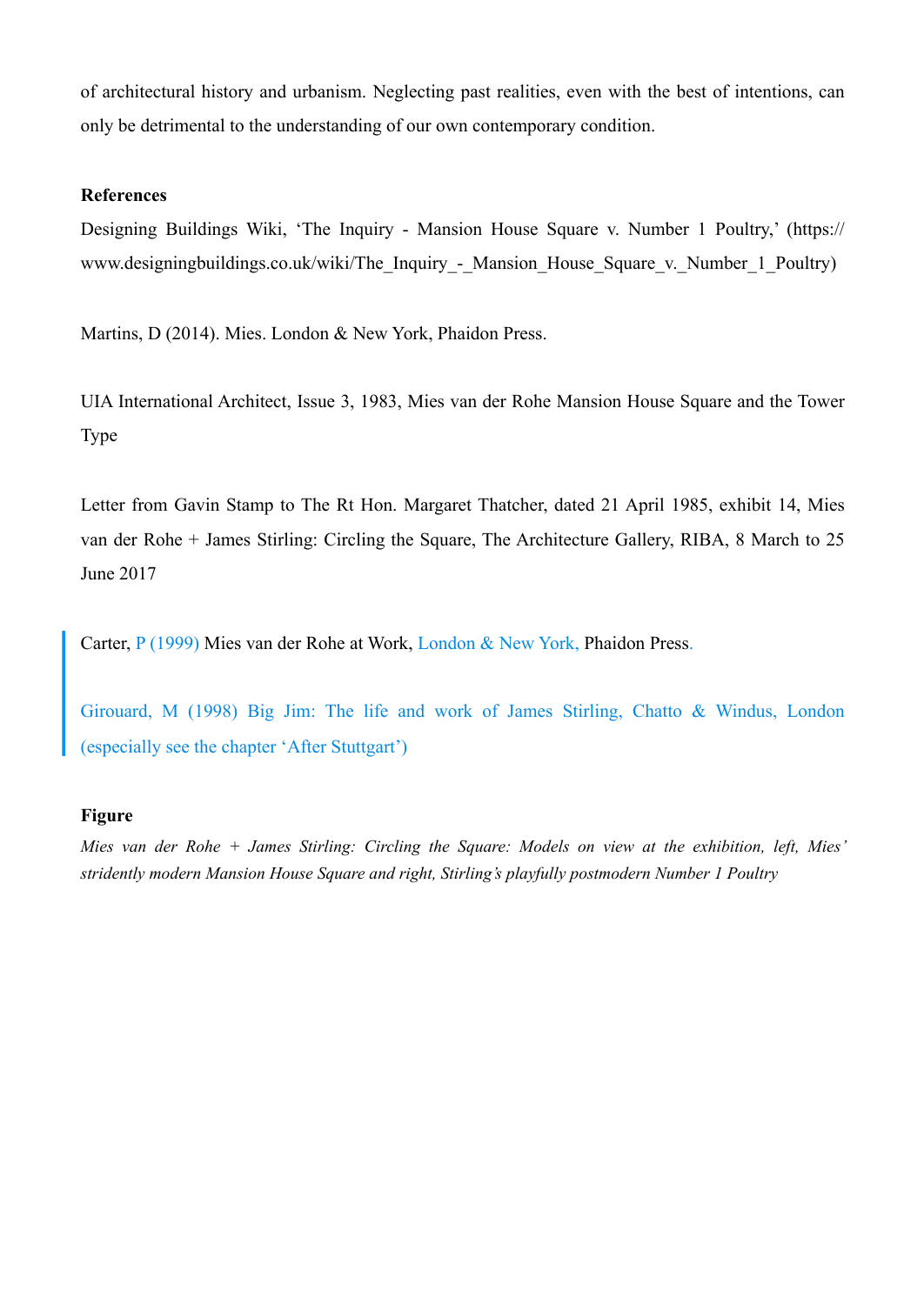of architectural history and urbanism. Neglecting past realities, even with the best of intentions, can only be detrimental to the understanding of our own contemporary condition.

**References**

Designing Buildings Wiki, 'The Inquiry - Mansion House Square v. Number 1 Poultry,' (https://www.designingbuildings.co.uk/wiki/The_Inquiry_-_Mansion_House_Square_v._Number_1_Poultry)

Martins, D (2014). Mies. London & New York, Phaidon Press.

UIA International Architect, Issue 3, 1983, Mies van der Rohe Mansion House Square and the Tower Type

Letter from Gavin Stamp to The Rt Hon. Margaret Thatcher, dated 21 April 1985, exhibit 14, Mies van der Rohe + James Stirling: Circling the Square, The Architecture Gallery, RIBA, 8 March to 25 June 2017

Carter, P (1999) Mies van der Rohe at Work, London & New York, Phaidon Press.

Girouard, M (1998) Big Jim: The life and work of James Stirling, Chatto & Windus, London (especially see the chapter 'After Stuttgart')

**Figure**

*Mies van der Rohe + James Stirling: Circling the Square: Models on view at the exhibition, left, Mies' stridently modern Mansion House Square and right, Stirling's playfully postmodern Number 1 Poultry*